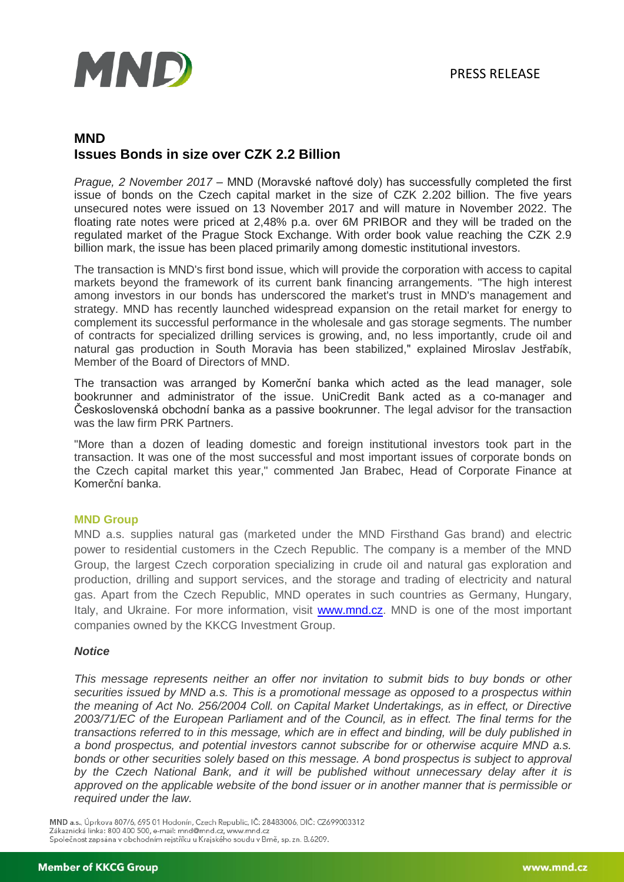PRESS RELEASE

# MND
## Issues Bonds in size over CZK 2.2 Billion

*Prague, 2 November 2017* – MND (Moravské naftové doly) has successfully completed the first issue of bonds on the Czech capital market in the size of CZK 2.202 billion. The five years unsecured notes were issued on 13 November 2017 and will mature in November 2022. The floating rate notes were priced at 2,48% p.a. over 6M PRIBOR and they will be traded on the regulated market of the Prague Stock Exchange. With order book value reaching the CZK 2.9 billion mark, the issue has been placed primarily among domestic institutional investors.

The transaction is MND's first bond issue, which will provide the corporation with access to capital markets beyond the framework of its current bank financing arrangements. "The high interest among investors in our bonds has underscored the market's trust in MND's management and strategy. MND has recently launched widespread expansion on the retail market for energy to complement its successful performance in the wholesale and gas storage segments. The number of contracts for specialized drilling services is growing, and, no less importantly, crude oil and natural gas production in South Moravia has been stabilized," explained Miroslav Jestřabík, Member of the Board of Directors of MND.

The transaction was arranged by Komerční banka which acted as the lead manager, sole bookrunner and administrator of the issue. UniCredit Bank acted as a co-manager and Československá obchodní banka as a passive bookrunner. The legal advisor for the transaction was the law firm PRK Partners.

"More than a dozen of leading domestic and foreign institutional investors took part in the transaction. It was one of the most successful and most important issues of corporate bonds on the Czech capital market this year," commented Jan Brabec, Head of Corporate Finance at Komerční banka.

### MND Group

MND a.s. supplies natural gas (marketed under the MND Firsthand Gas brand) and electric power to residential customers in the Czech Republic. The company is a member of the MND Group, the largest Czech corporation specializing in crude oil and natural gas exploration and production, drilling and support services, and the storage and trading of electricity and natural gas. Apart from the Czech Republic, MND operates in such countries as Germany, Hungary, Italy, and Ukraine. For more information, visit www.mnd.cz. MND is one of the most important companies owned by the KKCG Investment Group.

***Notice***

*This message represents neither an offer nor invitation to submit bids to buy bonds or other securities issued by MND a.s. This is a promotional message as opposed to a prospectus within the meaning of Act No. 256/2004 Coll. on Capital Market Undertakings, as in effect, or Directive 2003/71/EC of the European Parliament and of the Council, as in effect. The final terms for the transactions referred to in this message, which are in effect and binding, will be duly published in a bond prospectus, and potential investors cannot subscribe for or otherwise acquire MND a.s. bonds or other securities solely based on this message. A bond prospectus is subject to approval by the Czech National Bank, and it will be published without unnecessary delay after it is approved on the applicable website of the bond issuer or in another manner that is permissible or required under the law.*

**MND a.s.**, Úprkova 807/6, 695 01 Hodonín, Czech Republic, IČ: 28483006, DIČ: CZ699003312
Zákaznická linka: 800 400 500, e-mail: mnd@mnd.cz, www.mnd.cz
Společnost zapsána v obchodním rejstříku u Krajského soudu v Brně, sp. zn. B.6209.

**Member of KKCG Group** www.mnd.cz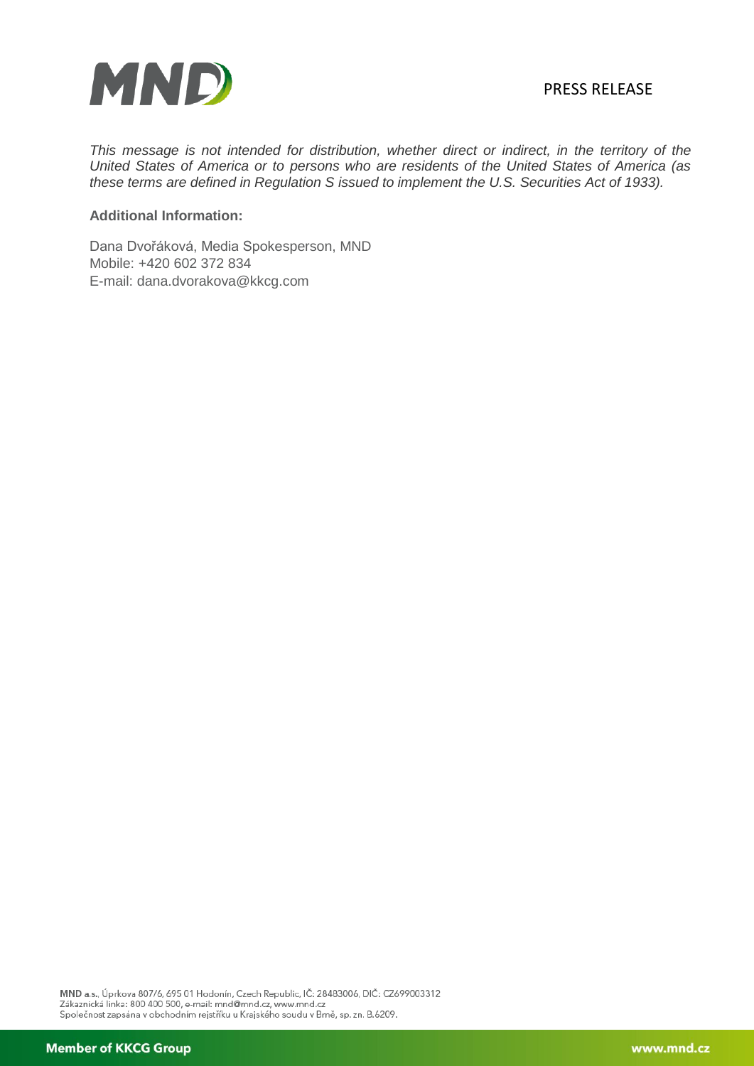*This message is not intended for distribution, whether direct or indirect, in the territory of the United States of America or to persons who are residents of the United States of America (as these terms are defined in Regulation S issued to implement the U.S. Securities Act of 1933).*

**Additional Information:**

Dana Dvořáková, Media Spokesperson, MND
Mobile: +420 602 372 834
E-mail: dana.dvorakova@kkcg.com